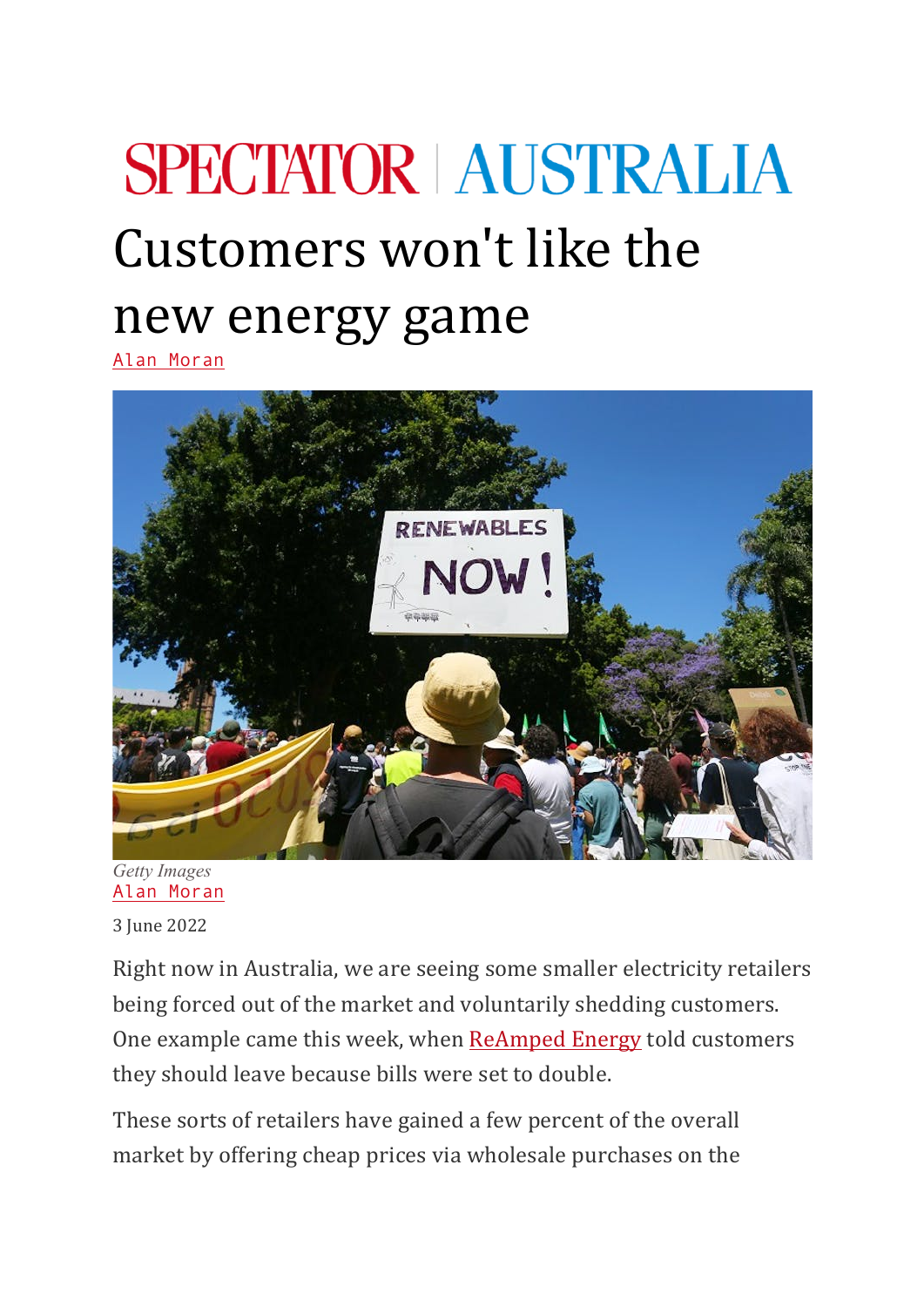SPECTATOR | AUSTRALIA

# Customers won't like the new energy game

Alan Moran

Getty Images

Alan Moran

3 June 2022

Right now in Australia, we are seeing some smaller electricity retailers being forced out of the market and voluntarily shedding customers. One example came this week, when ReAmped Energy told customers they should leave because bills were set to double.

These sorts of retailers have gained a few percent of the overall market by offering cheap prices via wholesale purchases on the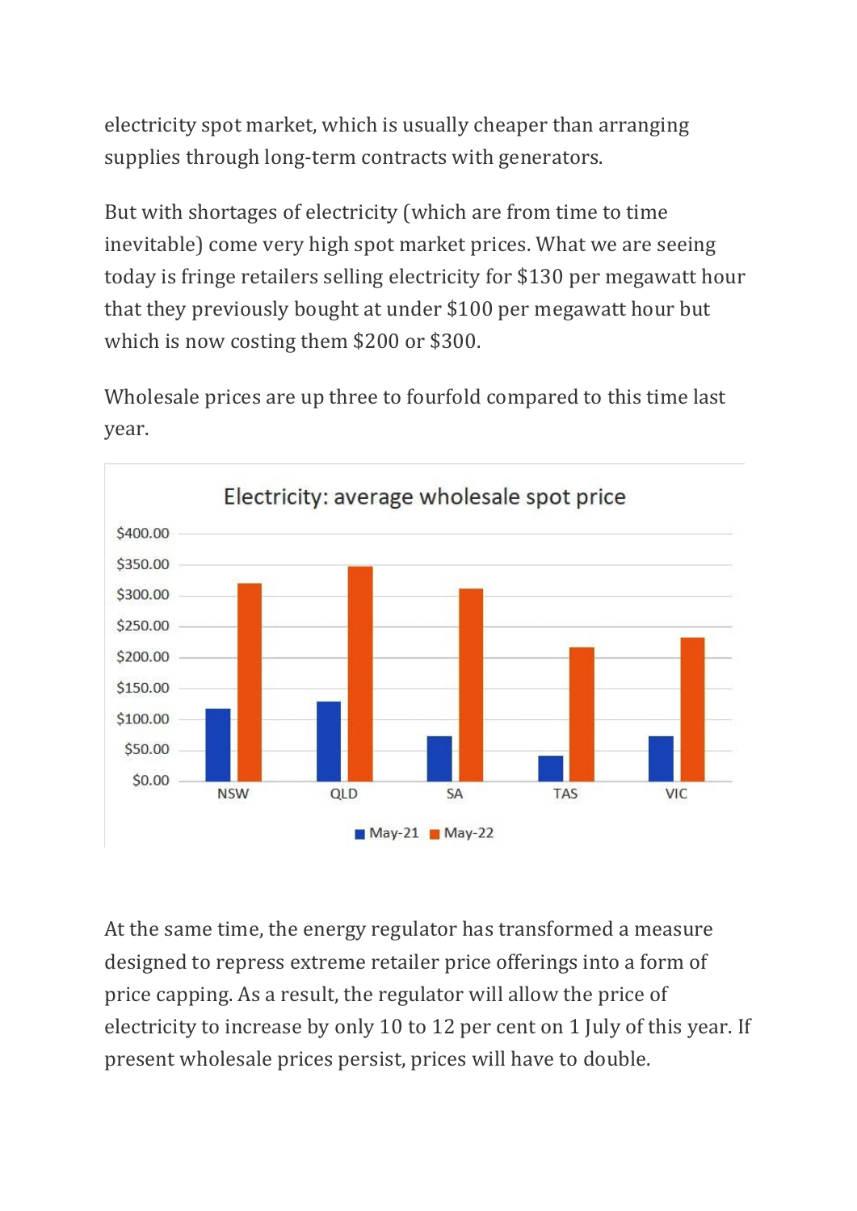electricity spot market, which is usually cheaper than arranging supplies through long-term contracts with generators.

But with shortages of electricity (which are from time to time inevitable) come very high spot market prices. What we are seeing today is fringe retailers selling electricity for $130 per megawatt hour that they previously bought at under $100 per megawatt hour but which is now costing them $200 or $300.

Wholesale prices are up three to fourfold compared to this time last year.

Electricity: average wholesale spot price

At the same time, the energy regulator has transformed a measure designed to repress extreme retailer price offerings into a form of price capping. As a result, the regulator will allow the price of electricity to increase by only 10 to 12 per cent on 1 July of this year. If present wholesale prices persist, prices will have to double.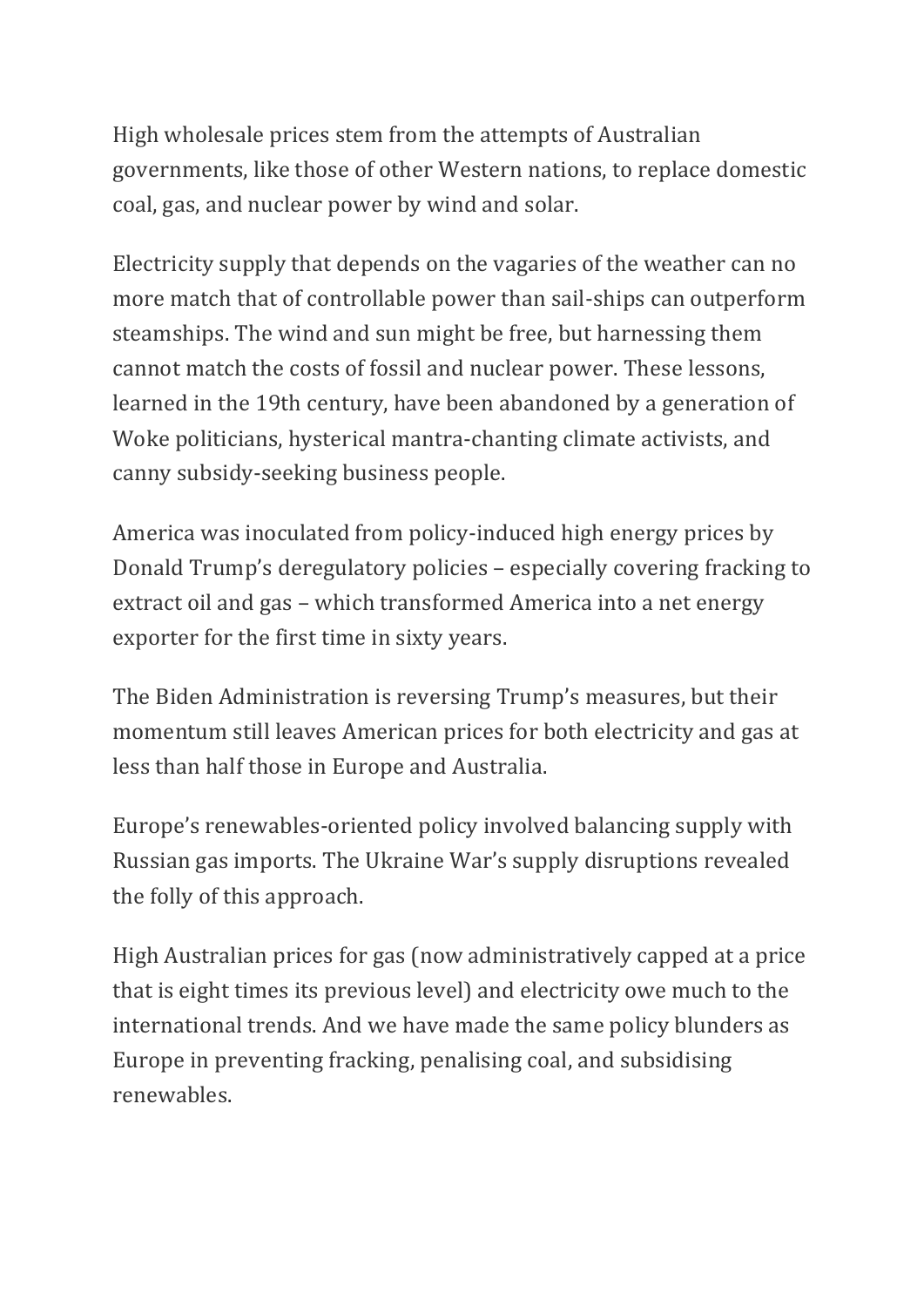High wholesale prices stem from the attempts of Australian governments, like those of other Western nations, to replace domestic coal, gas, and nuclear power by wind and solar.

Electricity supply that depends on the vagaries of the weather can no more match that of controllable power than sail-ships can outperform steamships. The wind and sun might be free, but harnessing them cannot match the costs of fossil and nuclear power. These lessons, learned in the 19th century, have been abandoned by a generation of Woke politicians, hysterical mantra-chanting climate activists, and canny subsidy-seeking business people.

America was inoculated from policy-induced high energy prices by Donald Trump's deregulatory policies – especially covering fracking to extract oil and gas – which transformed America into a net energy exporter for the first time in sixty years.

The Biden Administration is reversing Trump's measures, but their momentum still leaves American prices for both electricity and gas at less than half those in Europe and Australia.

Europe's renewables-oriented policy involved balancing supply with Russian gas imports. The Ukraine War's supply disruptions revealed the folly of this approach.

High Australian prices for gas (now administratively capped at a price that is eight times its previous level) and electricity owe much to the international trends. And we have made the same policy blunders as Europe in preventing fracking, penalising coal, and subsidising renewables.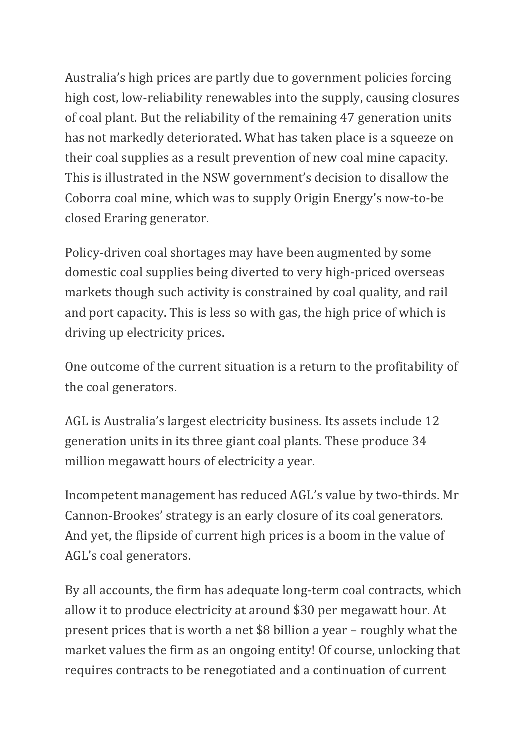Australia's high prices are partly due to government policies forcing high cost, low-reliability renewables into the supply, causing closures of coal plant. But the reliability of the remaining 47 generation units has not markedly deteriorated. What has taken place is a squeeze on their coal supplies as a result prevention of new coal mine capacity. This is illustrated in the NSW government's decision to disallow the Coborra coal mine, which was to supply Origin Energy's now-to-be closed Eraring generator.

Policy-driven coal shortages may have been augmented by some domestic coal supplies being diverted to very high-priced overseas markets though such activity is constrained by coal quality, and rail and port capacity. This is less so with gas, the high price of which is driving up electricity prices.

One outcome of the current situation is a return to the profitability of the coal generators.

AGL is Australia's largest electricity business. Its assets include 12 generation units in its three giant coal plants. These produce 34 million megawatt hours of electricity a year.

Incompetent management has reduced AGL's value by two-thirds. Mr Cannon-Brookes' strategy is an early closure of its coal generators. And yet, the flipside of current high prices is a boom in the value of AGL's coal generators.

By all accounts, the firm has adequate long-term coal contracts, which allow it to produce electricity at around $30 per megawatt hour. At present prices that is worth a net $8 billion a year – roughly what the market values the firm as an ongoing entity! Of course, unlocking that requires contracts to be renegotiated and a continuation of current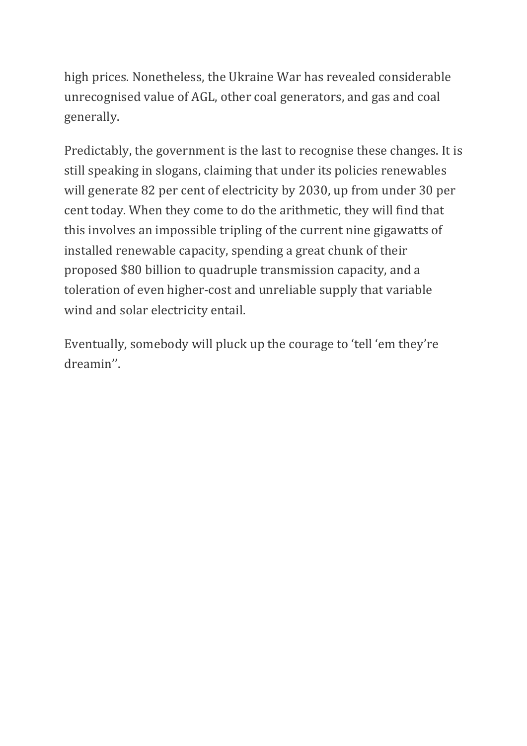high prices. Nonetheless, the Ukraine War has revealed considerable unrecognised value of AGL, other coal generators, and gas and coal generally.

Predictably, the government is the last to recognise these changes. It is still speaking in slogans, claiming that under its policies renewables will generate 82 per cent of electricity by 2030, up from under 30 per cent today. When they come to do the arithmetic, they will find that this involves an impossible tripling of the current nine gigawatts of installed renewable capacity, spending a great chunk of their proposed $80 billion to quadruple transmission capacity, and a toleration of even higher-cost and unreliable supply that variable wind and solar electricity entail.

Eventually, somebody will pluck up the courage to 'tell 'em they're dreamin''.